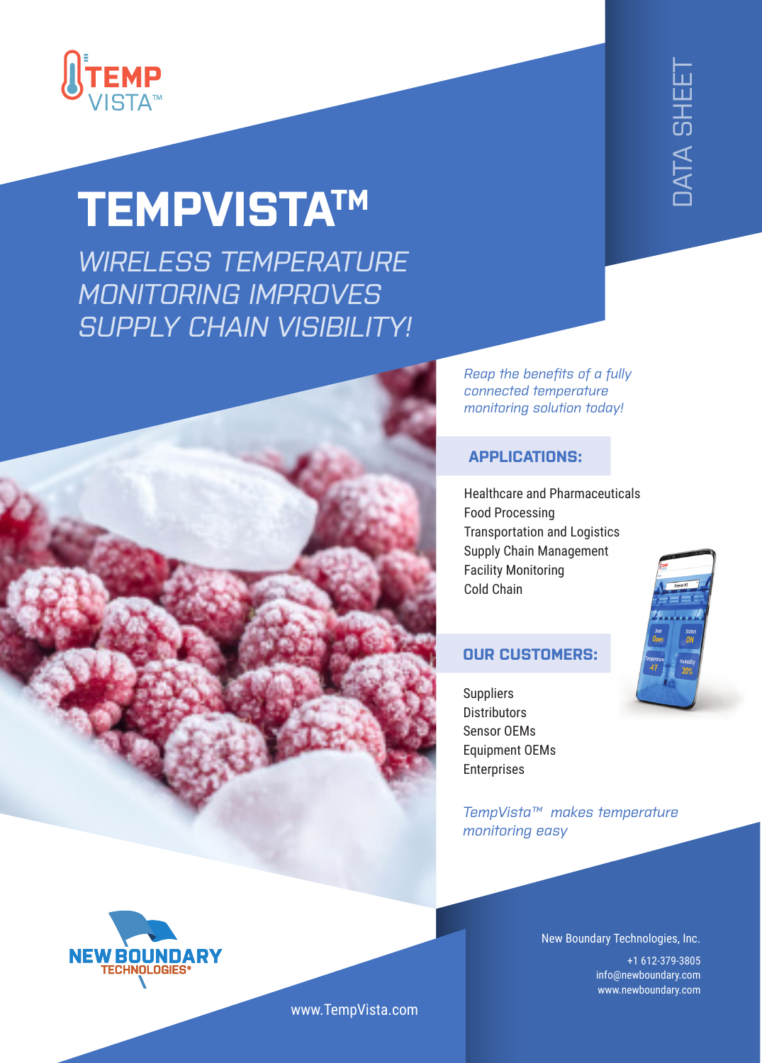DATA SHEET

# TEMPVISTA™

## *WIRELESS TEMPERATURE MONITORING IMPROVES SUPPLY CHAIN VISIBILITY!*

*Reap the benefits of a fully connected temperature monitoring solution today!*

### APPLICATIONS:

Healthcare and Pharmaceuticals
Food Processing
Transportation and Logistics
Supply Chain Management
Facility Monitoring
Cold Chain

### OUR CUSTOMERS:

Suppliers
Distributors
Sensor OEMs
Equipment OEMs
Enterprises

*TempVista™ makes temperature monitoring easy*

New Boundary Technologies, Inc.
+1 612-379-3805
info@newboundary.com
www.newboundary.com

www.TempVista.com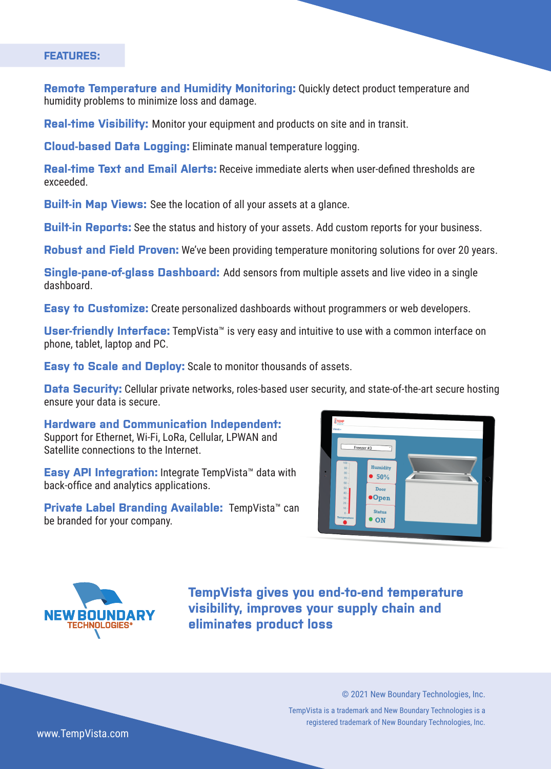## FEATURES:

**Remote Temperature and Humidity Monitoring:** Quickly detect product temperature and humidity problems to minimize loss and damage.

**Real-time Visibility:** Monitor your equipment and products on site and in transit.

**Cloud-based Data Logging:** Eliminate manual temperature logging.

**Real-time Text and Email Alerts:** Receive immediate alerts when user-defined thresholds are exceeded.

**Built-in Map Views:** See the location of all your assets at a glance.

**Built-in Reports:** See the status and history of your assets. Add custom reports for your business.

**Robust and Field Proven:** We've been providing temperature monitoring solutions for over 20 years.

**Single-pane-of-glass Dashboard:** Add sensors from multiple assets and live video in a single dashboard.

**Easy to Customize:** Create personalized dashboards without programmers or web developers.

**User-friendly Interface:** TempVista™ is very easy and intuitive to use with a common interface on phone, tablet, laptop and PC.

**Easy to Scale and Deploy:** Scale to monitor thousands of assets.

**Data Security:** Cellular private networks, roles-based user security, and state-of-the-art secure hosting ensure your data is secure.

**Hardware and Communication Independent:** Support for Ethernet, Wi-Fi, LoRa, Cellular, LPWAN and Satellite connections to the Internet.

**Easy API Integration:** Integrate TempVista™ data with back-office and analytics applications.

**Private Label Branding Available:** TempVista™ can be branded for your company.

NEW BOUNDARY TECHNOLOGIES®

**TempVista gives you end-to-end temperature visibility, improves your supply chain and eliminates product loss**

© 2021 New Boundary Technologies, Inc.

TempVista is a trademark and New Boundary Technologies is a registered trademark of New Boundary Technologies, Inc.

www.TempVista.com